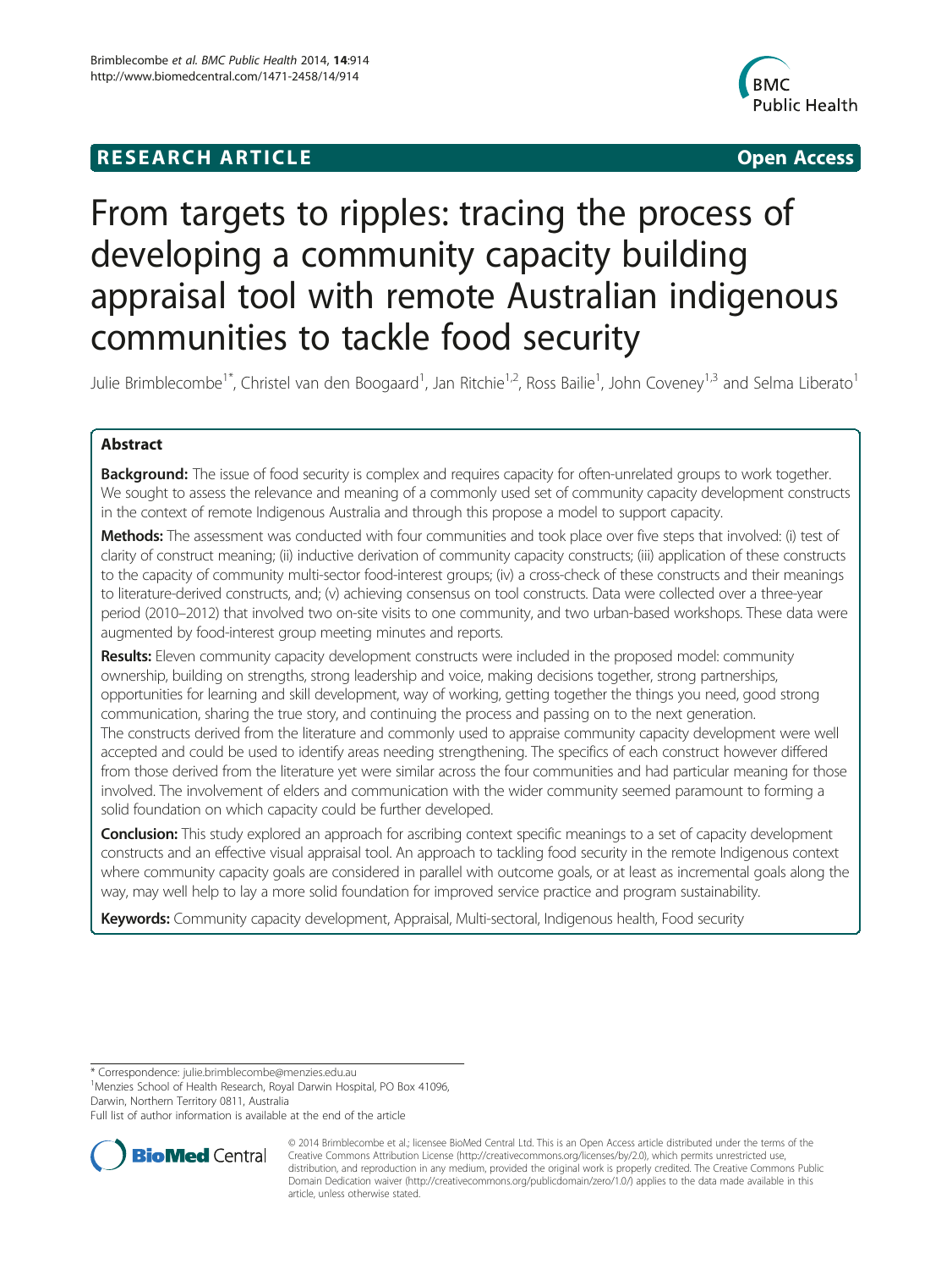**RESEARCH ARTICLE** **Open Access**

# From targets to ripples: tracing the process of developing a community capacity building appraisal tool with remote Australian indigenous communities to tackle food security

Julie Brimblecombe[1*], Christel van den Boogaard[1], Jan Ritchie[1,2], Ross Bailie[1], John Coveney[1,3] and Selma Liberato[1]

## Abstract

**Background:** The issue of food security is complex and requires capacity for often-unrelated groups to work together. We sought to assess the relevance and meaning of a commonly used set of community capacity development constructs in the context of remote Indigenous Australia and through this propose a model to support capacity.

**Methods:** The assessment was conducted with four communities and took place over five steps that involved: (i) test of clarity of construct meaning; (ii) inductive derivation of community capacity constructs; (iii) application of these constructs to the capacity of community multi-sector food-interest groups; (iv) a cross-check of these constructs and their meanings to literature-derived constructs, and; (v) achieving consensus on tool constructs. Data were collected over a three-year period (2010–2012) that involved two on-site visits to one community, and two urban-based workshops. These data were augmented by food-interest group meeting minutes and reports.

**Results:** Eleven community capacity development constructs were included in the proposed model: community ownership, building on strengths, strong leadership and voice, making decisions together, strong partnerships, opportunities for learning and skill development, way of working, getting together the things you need, good strong communication, sharing the true story, and continuing the process and passing on to the next generation.
The constructs derived from the literature and commonly used to appraise community capacity development were well accepted and could be used to identify areas needing strengthening. The specifics of each construct however differed from those derived from the literature yet were similar across the four communities and had particular meaning for those involved. The involvement of elders and communication with the wider community seemed paramount to forming a solid foundation on which capacity could be further developed.

**Conclusion:** This study explored an approach for ascribing context specific meanings to a set of capacity development constructs and an effective visual appraisal tool. An approach to tackling food security in the remote Indigenous context where community capacity goals are considered in parallel with outcome goals, or at least as incremental goals along the way, may well help to lay a more solid foundation for improved service practice and program sustainability.

**Keywords:** Community capacity development, Appraisal, Multi-sectoral, Indigenous health, Food security

---

\* Correspondence: julie.brimblecombe@menzies.edu.au
[1]Menzies School of Health Research, Royal Darwin Hospital, PO Box 41096, Darwin, Northern Territory 0811, Australia
Full list of author information is available at the end of the article

© 2014 Brimblecombe et al.; licensee BioMed Central Ltd. This is an Open Access article distributed under the terms of the Creative Commons Attribution License (http://creativecommons.org/licenses/by/2.0), which permits unrestricted use, distribution, and reproduction in any medium, provided the original work is properly credited. The Creative Commons Public Domain Dedication waiver (http://creativecommons.org/publicdomain/zero/1.0/) applies to the data made available in this article, unless otherwise stated.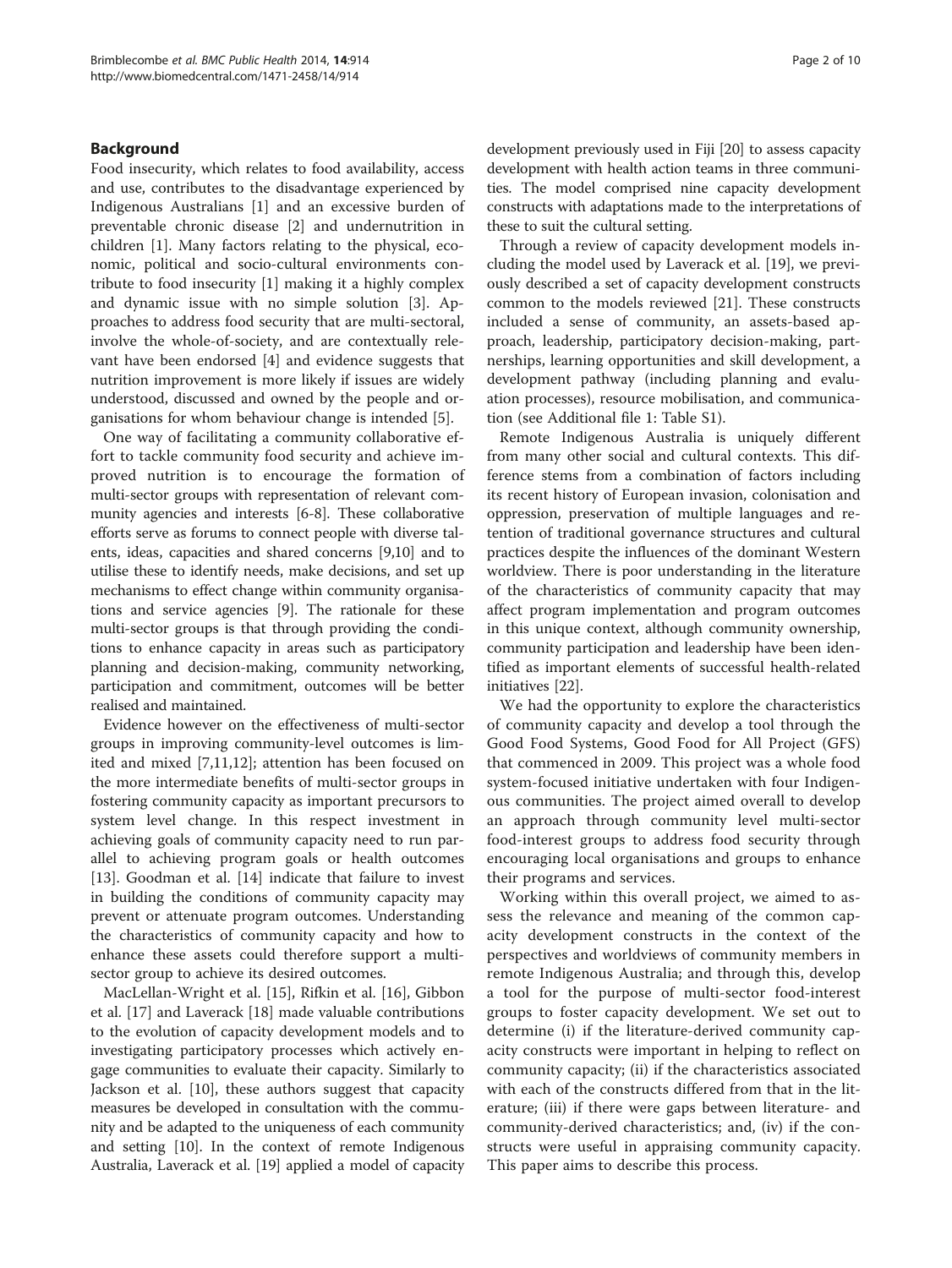## Background

Food insecurity, which relates to food availability, access and use, contributes to the disadvantage experienced by Indigenous Australians [1] and an excessive burden of preventable chronic disease [2] and undernutrition in children [1]. Many factors relating to the physical, economic, political and socio-cultural environments contribute to food insecurity [1] making it a highly complex and dynamic issue with no simple solution [3]. Approaches to address food security that are multi-sectoral, involve the whole-of-society, and are contextually relevant have been endorsed [4] and evidence suggests that nutrition improvement is more likely if issues are widely understood, discussed and owned by the people and organisations for whom behaviour change is intended [5].

One way of facilitating a community collaborative effort to tackle community food security and achieve improved nutrition is to encourage the formation of multi-sector groups with representation of relevant community agencies and interests [6-8]. These collaborative efforts serve as forums to connect people with diverse talents, ideas, capacities and shared concerns [9,10] and to utilise these to identify needs, make decisions, and set up mechanisms to effect change within community organisations and service agencies [9]. The rationale for these multi-sector groups is that through providing the conditions to enhance capacity in areas such as participatory planning and decision-making, community networking, participation and commitment, outcomes will be better realised and maintained.

Evidence however on the effectiveness of multi-sector groups in improving community-level outcomes is limited and mixed [7,11,12]; attention has been focused on the more intermediate benefits of multi-sector groups in fostering community capacity as important precursors to system level change. In this respect investment in achieving goals of community capacity need to run parallel to achieving program goals or health outcomes [13]. Goodman et al. [14] indicate that failure to invest in building the conditions of community capacity may prevent or attenuate program outcomes. Understanding the characteristics of community capacity and how to enhance these assets could therefore support a multi-sector group to achieve its desired outcomes.

MacLellan-Wright et al. [15], Rifkin et al. [16], Gibbon et al. [17] and Laverack [18] made valuable contributions to the evolution of capacity development models and to investigating participatory processes which actively engage communities to evaluate their capacity. Similarly to Jackson et al. [10], these authors suggest that capacity measures be developed in consultation with the community and be adapted to the uniqueness of each community and setting [10]. In the context of remote Indigenous Australia, Laverack et al. [19] applied a model of capacity development previously used in Fiji [20] to assess capacity development with health action teams in three communities. The model comprised nine capacity development constructs with adaptations made to the interpretations of these to suit the cultural setting.

Through a review of capacity development models including the model used by Laverack et al. [19], we previously described a set of capacity development constructs common to the models reviewed [21]. These constructs included a sense of community, an assets-based approach, leadership, participatory decision-making, partnerships, learning opportunities and skill development, a development pathway (including planning and evaluation processes), resource mobilisation, and communication (see Additional file 1: Table S1).

Remote Indigenous Australia is uniquely different from many other social and cultural contexts. This difference stems from a combination of factors including its recent history of European invasion, colonisation and oppression, preservation of multiple languages and retention of traditional governance structures and cultural practices despite the influences of the dominant Western worldview. There is poor understanding in the literature of the characteristics of community capacity that may affect program implementation and program outcomes in this unique context, although community ownership, community participation and leadership have been identified as important elements of successful health-related initiatives [22].

We had the opportunity to explore the characteristics of community capacity and develop a tool through the Good Food Systems, Good Food for All Project (GFS) that commenced in 2009. This project was a whole food system-focused initiative undertaken with four Indigenous communities. The project aimed overall to develop an approach through community level multi-sector food-interest groups to address food security through encouraging local organisations and groups to enhance their programs and services.

Working within this overall project, we aimed to assess the relevance and meaning of the common capacity development constructs in the context of the perspectives and worldviews of community members in remote Indigenous Australia; and through this, develop a tool for the purpose of multi-sector food-interest groups to foster capacity development. We set out to determine (i) if the literature-derived community capacity constructs were important in helping to reflect on community capacity; (ii) if the characteristics associated with each of the constructs differed from that in the literature; (iii) if there were gaps between literature- and community-derived characteristics; and, (iv) if the constructs were useful in appraising community capacity. This paper aims to describe this process.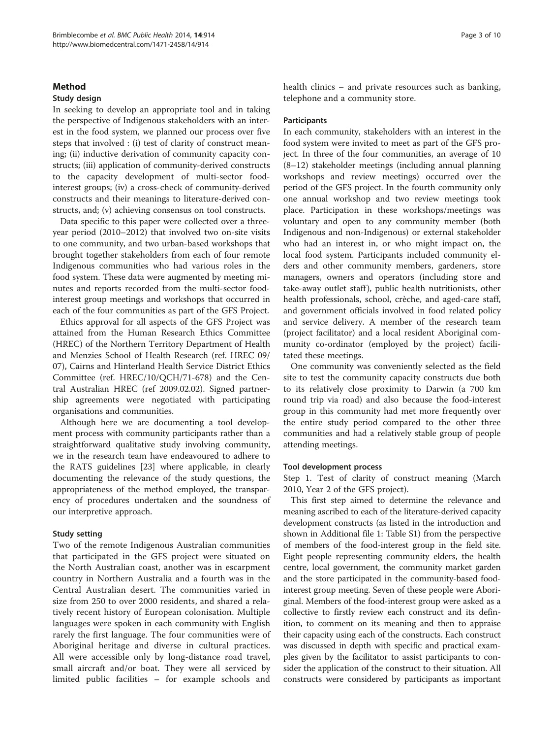## Method

### Study design

In seeking to develop an appropriate tool and in taking the perspective of Indigenous stakeholders with an interest in the food system, we planned our process over five steps that involved : (i) test of clarity of construct meaning; (ii) inductive derivation of community capacity constructs; (iii) application of community-derived constructs to the capacity development of multi-sector food-interest groups; (iv) a cross-check of community-derived constructs and their meanings to literature-derived constructs, and; (v) achieving consensus on tool constructs.

Data specific to this paper were collected over a three-year period (2010–2012) that involved two on-site visits to one community, and two urban-based workshops that brought together stakeholders from each of four remote Indigenous communities who had various roles in the food system. These data were augmented by meeting minutes and reports recorded from the multi-sector food-interest group meetings and workshops that occurred in each of the four communities as part of the GFS Project.

Ethics approval for all aspects of the GFS Project was attained from the Human Research Ethics Committee (HREC) of the Northern Territory Department of Health and Menzies School of Health Research (ref. HREC 09/07), Cairns and Hinterland Health Service District Ethics Committee (ref. HREC/10/QCH/71-678) and the Central Australian HREC (ref 2009.02.02). Signed partnership agreements were negotiated with participating organisations and communities.

Although here we are documenting a tool development process with community participants rather than a straightforward qualitative study involving community, we in the research team have endeavoured to adhere to the RATS guidelines [23] where applicable, in clearly documenting the relevance of the study questions, the appropriateness of the method employed, the transparency of procedures undertaken and the soundness of our interpretive approach.

### Study setting

Two of the remote Indigenous Australian communities that participated in the GFS project were situated on the North Australian coast, another was in escarpment country in Northern Australia and a fourth was in the Central Australian desert. The communities varied in size from 250 to over 2000 residents, and shared a relatively recent history of European colonisation. Multiple languages were spoken in each community with English rarely the first language. The four communities were of Aboriginal heritage and diverse in cultural practices. All were accessible only by long-distance road travel, small aircraft and/or boat. They were all serviced by limited public facilities – for example schools and health clinics – and private resources such as banking, telephone and a community store.

### Participants

In each community, stakeholders with an interest in the food system were invited to meet as part of the GFS project. In three of the four communities, an average of 10 (8–12) stakeholder meetings (including annual planning workshops and review meetings) occurred over the period of the GFS project. In the fourth community only one annual workshop and two review meetings took place. Participation in these workshops/meetings was voluntary and open to any community member (both Indigenous and non-Indigenous) or external stakeholder who had an interest in, or who might impact on, the local food system. Participants included community elders and other community members, gardeners, store managers, owners and operators (including store and take-away outlet staff), public health nutritionists, other health professionals, school, crèche, and aged-care staff, and government officials involved in food related policy and service delivery. A member of the research team (project facilitator) and a local resident Aboriginal community co-ordinator (employed by the project) facilitated these meetings.

One community was conveniently selected as the field site to test the community capacity constructs due both to its relatively close proximity to Darwin (a 700 km round trip via road) and also because the food-interest group in this community had met more frequently over the entire study period compared to the other three communities and had a relatively stable group of people attending meetings.

### Tool development process

Step 1. Test of clarity of construct meaning (March 2010, Year 2 of the GFS project).

This first step aimed to determine the relevance and meaning ascribed to each of the literature-derived capacity development constructs (as listed in the introduction and shown in Additional file 1: Table S1) from the perspective of members of the food-interest group in the field site. Eight people representing community elders, the health centre, local government, the community market garden and the store participated in the community-based food-interest group meeting. Seven of these people were Aboriginal. Members of the food-interest group were asked as a collective to firstly review each construct and its definition, to comment on its meaning and then to appraise their capacity using each of the constructs. Each construct was discussed in depth with specific and practical examples given by the facilitator to assist participants to consider the application of the construct to their situation. All constructs were considered by participants as important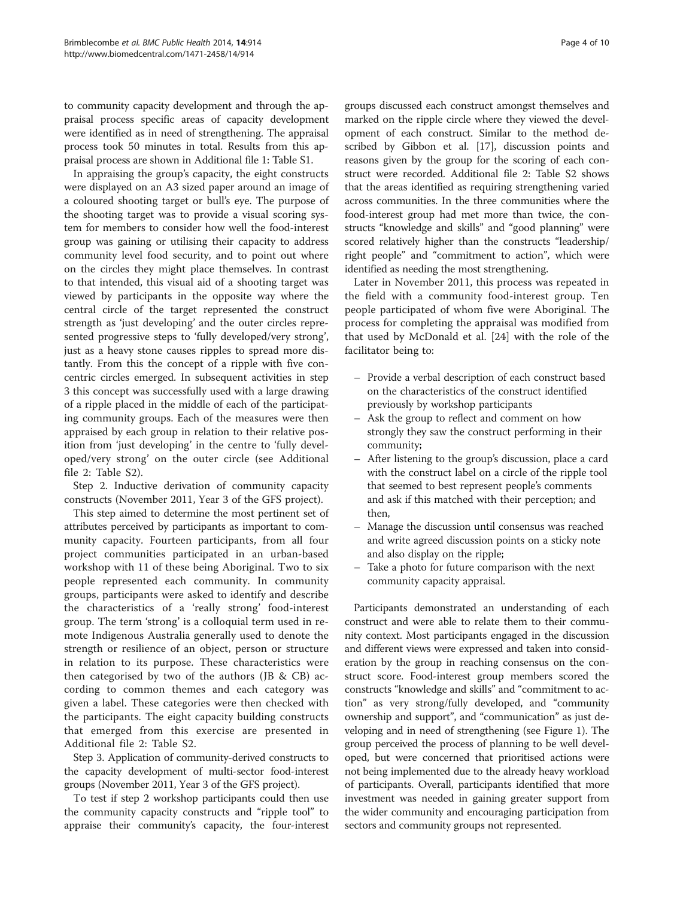to community capacity development and through the appraisal process specific areas of capacity development were identified as in need of strengthening. The appraisal process took 50 minutes in total. Results from this appraisal process are shown in Additional file 1: Table S1.

In appraising the group's capacity, the eight constructs were displayed on an A3 sized paper around an image of a coloured shooting target or bull's eye. The purpose of the shooting target was to provide a visual scoring system for members to consider how well the food-interest group was gaining or utilising their capacity to address community level food security, and to point out where on the circles they might place themselves. In contrast to that intended, this visual aid of a shooting target was viewed by participants in the opposite way where the central circle of the target represented the construct strength as 'just developing' and the outer circles represented progressive steps to 'fully developed/very strong', just as a heavy stone causes ripples to spread more distantly. From this the concept of a ripple with five concentric circles emerged. In subsequent activities in step 3 this concept was successfully used with a large drawing of a ripple placed in the middle of each of the participating community groups. Each of the measures were then appraised by each group in relation to their relative position from 'just developing' in the centre to 'fully developed/very strong' on the outer circle (see Additional file 2: Table S2).

Step 2. Inductive derivation of community capacity constructs (November 2011, Year 3 of the GFS project).

This step aimed to determine the most pertinent set of attributes perceived by participants as important to community capacity. Fourteen participants, from all four project communities participated in an urban-based workshop with 11 of these being Aboriginal. Two to six people represented each community. In community groups, participants were asked to identify and describe the characteristics of a 'really strong' food-interest group. The term 'strong' is a colloquial term used in remote Indigenous Australia generally used to denote the strength or resilience of an object, person or structure in relation to its purpose. These characteristics were then categorised by two of the authors (JB & CB) according to common themes and each category was given a label. These categories were then checked with the participants. The eight capacity building constructs that emerged from this exercise are presented in Additional file 2: Table S2.

Step 3. Application of community-derived constructs to the capacity development of multi-sector food-interest groups (November 2011, Year 3 of the GFS project).

To test if step 2 workshop participants could then use the community capacity constructs and "ripple tool" to appraise their community's capacity, the four-interest groups discussed each construct amongst themselves and marked on the ripple circle where they viewed the development of each construct. Similar to the method described by Gibbon et al. [17], discussion points and reasons given by the group for the scoring of each construct were recorded. Additional file 2: Table S2 shows that the areas identified as requiring strengthening varied across communities. In the three communities where the food-interest group had met more than twice, the constructs "knowledge and skills" and "good planning" were scored relatively higher than the constructs "leadership/right people" and "commitment to action", which were identified as needing the most strengthening.

Later in November 2011, this process was repeated in the field with a community food-interest group. Ten people participated of whom five were Aboriginal. The process for completing the appraisal was modified from that used by McDonald et al. [24] with the role of the facilitator being to:

- Provide a verbal description of each construct based on the characteristics of the construct identified previously by workshop participants
- Ask the group to reflect and comment on how strongly they saw the construct performing in their community;
- After listening to the group's discussion, place a card with the construct label on a circle of the ripple tool that seemed to best represent people's comments and ask if this matched with their perception; and then,
- Manage the discussion until consensus was reached and write agreed discussion points on a sticky note and also display on the ripple;
- Take a photo for future comparison with the next community capacity appraisal.

Participants demonstrated an understanding of each construct and were able to relate them to their community context. Most participants engaged in the discussion and different views were expressed and taken into consideration by the group in reaching consensus on the construct score. Food-interest group members scored the constructs "knowledge and skills" and "commitment to action" as very strong/fully developed, and "community ownership and support", and "communication" as just developing and in need of strengthening (see Figure 1). The group perceived the process of planning to be well developed, but were concerned that prioritised actions were not being implemented due to the already heavy workload of participants. Overall, participants identified that more investment was needed in gaining greater support from the wider community and encouraging participation from sectors and community groups not represented.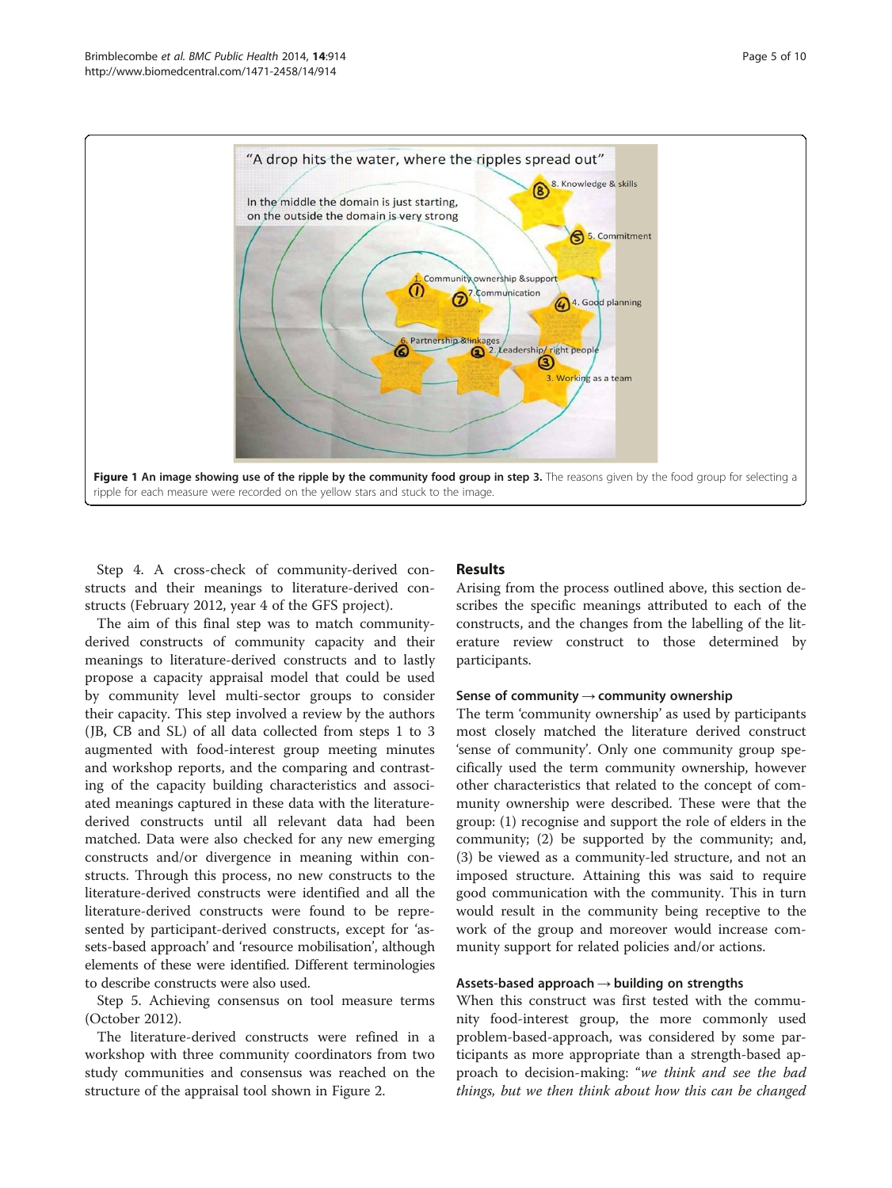**Figure 1 An image showing use of the ripple by the community food group in step 3.** The reasons given by the food group for selecting a ripple for each measure were recorded on the yellow stars and stuck to the image.

Step 4. A cross-check of community-derived constructs and their meanings to literature-derived constructs (February 2012, year 4 of the GFS project).

The aim of this final step was to match community-derived constructs of community capacity and their meanings to literature-derived constructs and to lastly propose a capacity appraisal model that could be used by community level multi-sector groups to consider their capacity. This step involved a review by the authors (JB, CB and SL) of all data collected from steps 1 to 3 augmented with food-interest group meeting minutes and workshop reports, and the comparing and contrasting of the capacity building characteristics and associated meanings captured in these data with the literature-derived constructs until all relevant data had been matched. Data were also checked for any new emerging constructs and/or divergence in meaning within constructs. Through this process, no new constructs to the literature-derived constructs were identified and all the literature-derived constructs were found to be represented by participant-derived constructs, except for 'assets-based approach' and 'resource mobilisation', although elements of these were identified. Different terminologies to describe constructs were also used.

Step 5. Achieving consensus on tool measure terms (October 2012).

The literature-derived constructs were refined in a workshop with three community coordinators from two study communities and consensus was reached on the structure of the appraisal tool shown in Figure 2.

## Results

Arising from the process outlined above, this section describes the specific meanings attributed to each of the constructs, and the changes from the labelling of the literature review construct to those determined by participants.

### Sense of community → community ownership

The term 'community ownership' as used by participants most closely matched the literature derived construct 'sense of community'. Only one community group specifically used the term community ownership, however other characteristics that related to the concept of community ownership were described. These were that the group: (1) recognise and support the role of elders in the community; (2) be supported by the community; and, (3) be viewed as a community-led structure, and not an imposed structure. Attaining this was said to require good communication with the community. This in turn would result in the community being receptive to the work of the group and moreover would increase community support for related policies and/or actions.

### Assets-based approach → building on strengths

When this construct was first tested with the community food-interest group, the more commonly used problem-based-approach, was considered by some participants as more appropriate than a strength-based approach to decision-making: "*we think and see the bad things, but we then think about how this can be changed*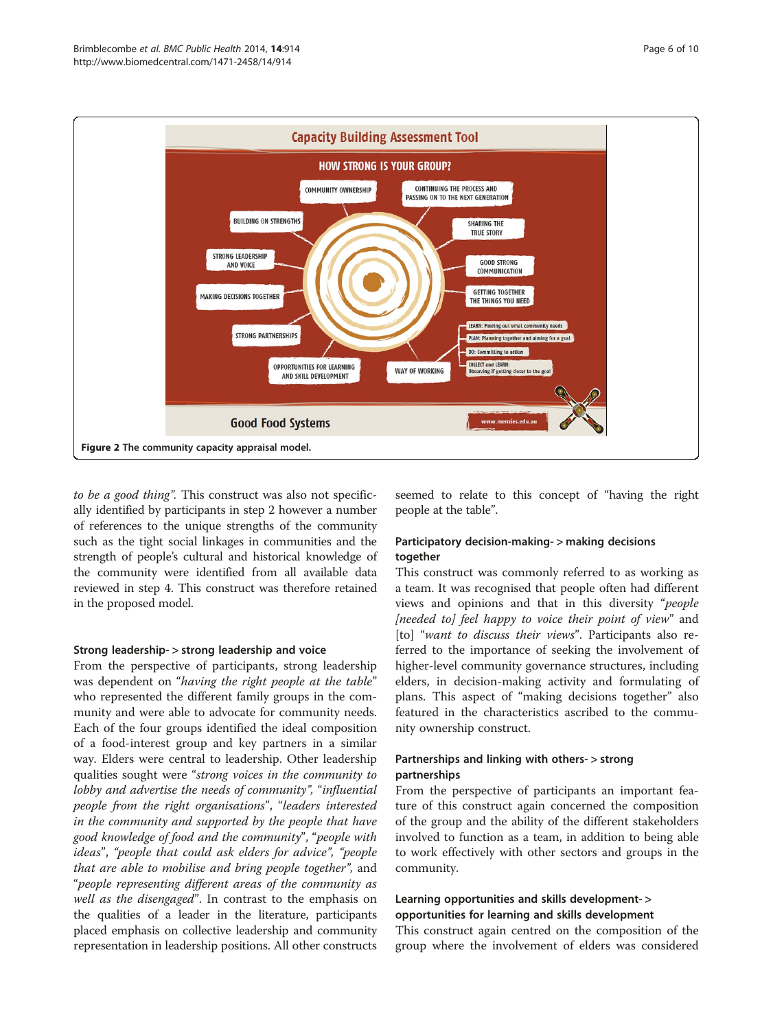Capacity Building Assessment Tool

HOW STRONG IS YOUR GROUP?

COMMUNITY OWNERSHIP

CONTINUING THE PROCESS AND PASSING ON TO THE NEXT GENERATION

BUILDING ON STRENGTHS

SHARING THE TRUE STORY

STRONG LEADERSHIP AND VOICE

GOOD STRONG COMMUNICATION

MAKING DECISIONS TOGETHER

GETTING TOGETHER THE THINGS YOU NEED

STRONG PARTNERSHIPS

LEARN: Finding out what community needs

PLAN: Planning together and aiming for a goal

DO: Committing to action

COLLECT and LEARN: Observing if getting closer to the goal

OPPORTUNITIES FOR LEARNING AND SKILL DEVELOPMENT

WAY OF WORKING

Good Food Systems

www.menzies.edu.au

**Figure 2** The community capacity appraisal model.

to be a good thing". This construct was also not specifically identified by participants in step 2 however a number of references to the unique strengths of the community such as the tight social linkages in communities and the strength of people's cultural and historical knowledge of the community were identified from all available data reviewed in step 4. This construct was therefore retained in the proposed model.

#### Strong leadership- > strong leadership and voice

From the perspective of participants, strong leadership was dependent on "*having the right people at the table*" who represented the different family groups in the community and were able to advocate for community needs. Each of the four groups identified the ideal composition of a food-interest group and key partners in a similar way. Elders were central to leadership. Other leadership qualities sought were "*strong voices in the community to lobby and advertise the needs of community*", "*influential people from the right organisations*", "*leaders interested in the community and supported by the people that have good knowledge of food and the community*", "*people with ideas*", "*people that could ask elders for advice*", "*people that are able to mobilise and bring people together*", and "*people representing different areas of the community as well as the disengaged*". In contrast to the emphasis on the qualities of a leader in the literature, participants placed emphasis on collective leadership and community representation in leadership positions. All other constructs seemed to relate to this concept of "having the right people at the table".

#### Participatory decision-making- > making decisions together

This construct was commonly referred to as working as a team. It was recognised that people often had different views and opinions and that in this diversity "*people [needed to] feel happy to voice their point of view*" and [to] "*want to discuss their views*". Participants also referred to the importance of seeking the involvement of higher-level community governance structures, including elders, in decision-making activity and formulating of plans. This aspect of "making decisions together" also featured in the characteristics ascribed to the community ownership construct.

#### Partnerships and linking with others- > strong partnerships

From the perspective of participants an important feature of this construct again concerned the composition of the group and the ability of the different stakeholders involved to function as a team, in addition to being able to work effectively with other sectors and groups in the community.

#### Learning opportunities and skills development- > opportunities for learning and skills development

This construct again centred on the composition of the group where the involvement of elders was considered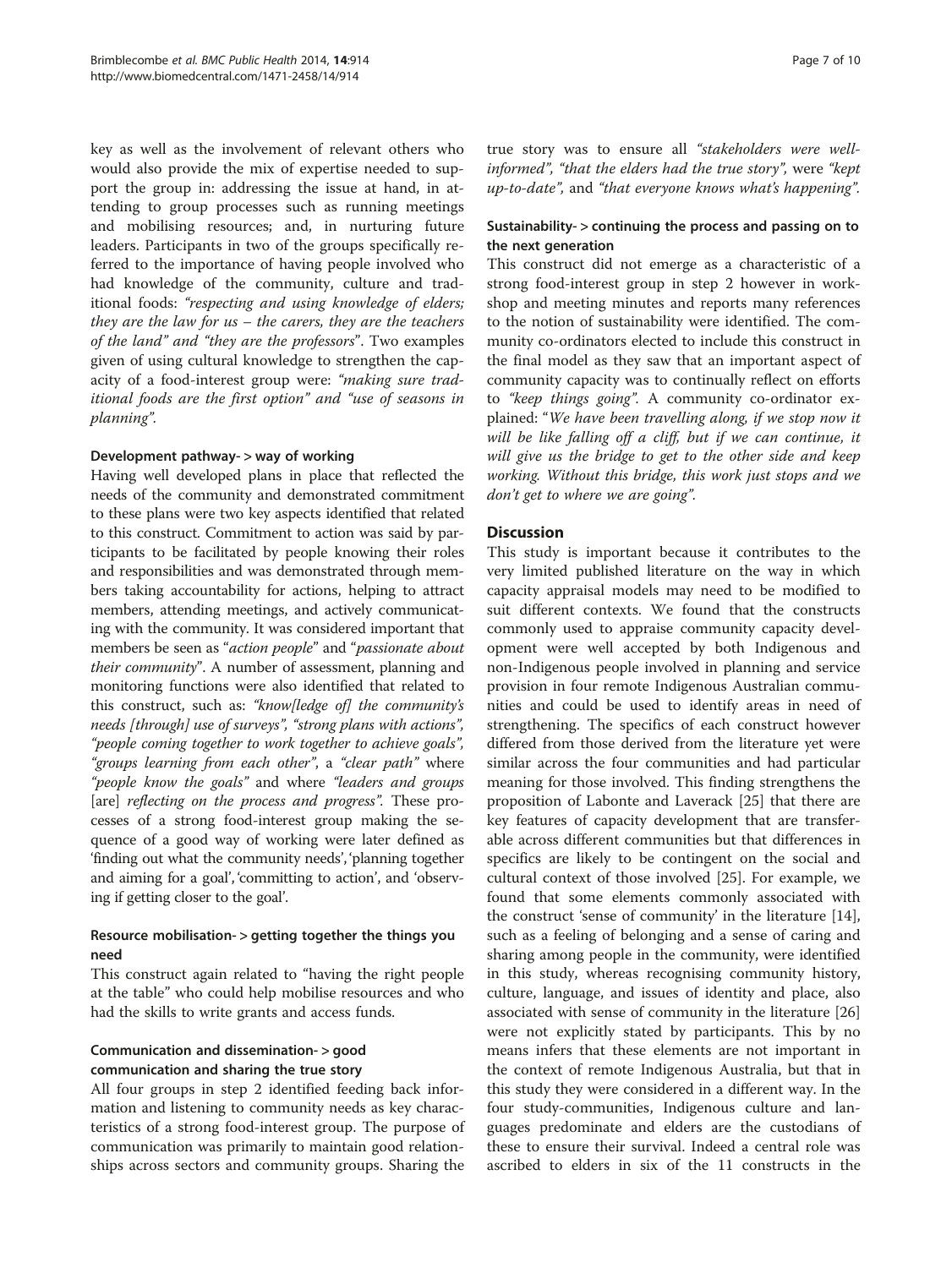key as well as the involvement of relevant others who would also provide the mix of expertise needed to support the group in: addressing the issue at hand, in attending to group processes such as running meetings and mobilising resources; and, in nurturing future leaders. Participants in two of the groups specifically referred to the importance of having people involved who had knowledge of the community, culture and traditional foods: *"respecting and using knowledge of elders; they are the law for us – the carers, they are the teachers of the land"* and *"they are the professors"*. Two examples given of using cultural knowledge to strengthen the capacity of a food-interest group were: *"making sure traditional foods are the first option"* and *"use of seasons in planning"*.

### Development pathway- > way of working

Having well developed plans in place that reflected the needs of the community and demonstrated commitment to these plans were two key aspects identified that related to this construct. Commitment to action was said by participants to be facilitated by people knowing their roles and responsibilities and was demonstrated through members taking accountability for actions, helping to attract members, attending meetings, and actively communicating with the community. It was considered important that members be seen as "*action people*" and "*passionate about their community*". A number of assessment, planning and monitoring functions were also identified that related to this construct, such as: *"know[ledge of] the community's needs [through] use of surveys"*, *"strong plans with actions"*, *"people coming together to work together to achieve goals"*, *"groups learning from each other"*, a *"clear path"* where *"people know the goals"* and where *"leaders and groups* [are] *reflecting on the process and progress"*. These processes of a strong food-interest group making the sequence of a good way of working were later defined as 'finding out what the community needs', 'planning together and aiming for a goal', 'committing to action', and 'observing if getting closer to the goal'.

### Resource mobilisation- > getting together the things you need

This construct again related to "having the right people at the table" who could help mobilise resources and who had the skills to write grants and access funds.

### Communication and dissemination- > good communication and sharing the true story

All four groups in step 2 identified feeding back information and listening to community needs as key characteristics of a strong food-interest group. The purpose of communication was primarily to maintain good relationships across sectors and community groups. Sharing the true story was to ensure all *"stakeholders were well-informed"*, *"that the elders had the true story"*, were *"kept up-to-date"*, and *"that everyone knows what's happening"*.

### Sustainability- > continuing the process and passing on to the next generation

This construct did not emerge as a characteristic of a strong food-interest group in step 2 however in workshop and meeting minutes and reports many references to the notion of sustainability were identified. The community co-ordinators elected to include this construct in the final model as they saw that an important aspect of community capacity was to continually reflect on efforts to *"keep things going"*. A community co-ordinator explained: "*We have been travelling along, if we stop now it will be like falling off a cliff, but if we can continue, it will give us the bridge to get to the other side and keep working. Without this bridge, this work just stops and we don't get to where we are going"*.

## Discussion

This study is important because it contributes to the very limited published literature on the way in which capacity appraisal models may need to be modified to suit different contexts. We found that the constructs commonly used to appraise community capacity development were well accepted by both Indigenous and non-Indigenous people involved in planning and service provision in four remote Indigenous Australian communities and could be used to identify areas in need of strengthening. The specifics of each construct however differed from those derived from the literature yet were similar across the four communities and had particular meaning for those involved. This finding strengthens the proposition of Labonte and Laverack [25] that there are key features of capacity development that are transferable across different communities but that differences in specifics are likely to be contingent on the social and cultural context of those involved [25]. For example, we found that some elements commonly associated with the construct 'sense of community' in the literature [14], such as a feeling of belonging and a sense of caring and sharing among people in the community, were identified in this study, whereas recognising community history, culture, language, and issues of identity and place, also associated with sense of community in the literature [26] were not explicitly stated by participants. This by no means infers that these elements are not important in the context of remote Indigenous Australia, but that in this study they were considered in a different way. In the four study-communities, Indigenous culture and languages predominate and elders are the custodians of these to ensure their survival. Indeed a central role was ascribed to elders in six of the 11 constructs in the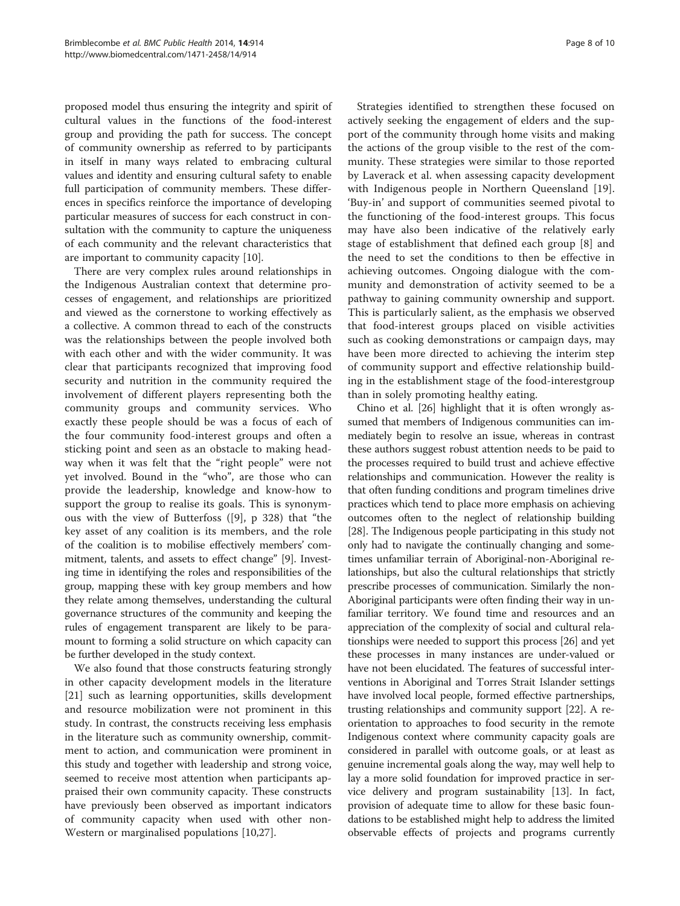proposed model thus ensuring the integrity and spirit of cultural values in the functions of the food-interest group and providing the path for success. The concept of community ownership as referred to by participants in itself in many ways related to embracing cultural values and identity and ensuring cultural safety to enable full participation of community members. These differences in specifics reinforce the importance of developing particular measures of success for each construct in consultation with the community to capture the uniqueness of each community and the relevant characteristics that are important to community capacity [10].

There are very complex rules around relationships in the Indigenous Australian context that determine processes of engagement, and relationships are prioritized and viewed as the cornerstone to working effectively as a collective. A common thread to each of the constructs was the relationships between the people involved both with each other and with the wider community. It was clear that participants recognized that improving food security and nutrition in the community required the involvement of different players representing both the community groups and community services. Who exactly these people should be was a focus of each of the four community food-interest groups and often a sticking point and seen as an obstacle to making headway when it was felt that the "right people" were not yet involved. Bound in the "who", are those who can provide the leadership, knowledge and know-how to support the group to realise its goals. This is synonymous with the view of Butterfoss ([9], p 328) that "the key asset of any coalition is its members, and the role of the coalition is to mobilise effectively members' commitment, talents, and assets to effect change" [9]. Investing time in identifying the roles and responsibilities of the group, mapping these with key group members and how they relate among themselves, understanding the cultural governance structures of the community and keeping the rules of engagement transparent are likely to be paramount to forming a solid structure on which capacity can be further developed in the study context.

We also found that those constructs featuring strongly in other capacity development models in the literature [21] such as learning opportunities, skills development and resource mobilization were not prominent in this study. In contrast, the constructs receiving less emphasis in the literature such as community ownership, commitment to action, and communication were prominent in this study and together with leadership and strong voice, seemed to receive most attention when participants appraised their own community capacity. These constructs have previously been observed as important indicators of community capacity when used with other non-Western or marginalised populations [10,27].

Strategies identified to strengthen these focused on actively seeking the engagement of elders and the support of the community through home visits and making the actions of the group visible to the rest of the community. These strategies were similar to those reported by Laverack et al. when assessing capacity development with Indigenous people in Northern Queensland [19]. 'Buy-in' and support of communities seemed pivotal to the functioning of the food-interest groups. This focus may have also been indicative of the relatively early stage of establishment that defined each group [8] and the need to set the conditions to then be effective in achieving outcomes. Ongoing dialogue with the community and demonstration of activity seemed to be a pathway to gaining community ownership and support. This is particularly salient, as the emphasis we observed that food-interest groups placed on visible activities such as cooking demonstrations or campaign days, may have been more directed to achieving the interim step of community support and effective relationship building in the establishment stage of the food-interestgroup than in solely promoting healthy eating.

Chino et al. [26] highlight that it is often wrongly assumed that members of Indigenous communities can immediately begin to resolve an issue, whereas in contrast these authors suggest robust attention needs to be paid to the processes required to build trust and achieve effective relationships and communication. However the reality is that often funding conditions and program timelines drive practices which tend to place more emphasis on achieving outcomes often to the neglect of relationship building [28]. The Indigenous people participating in this study not only had to navigate the continually changing and sometimes unfamiliar terrain of Aboriginal-non-Aboriginal relationships, but also the cultural relationships that strictly prescribe processes of communication. Similarly the non-Aboriginal participants were often finding their way in unfamiliar territory. We found time and resources and an appreciation of the complexity of social and cultural relationships were needed to support this process [26] and yet these processes in many instances are under-valued or have not been elucidated. The features of successful interventions in Aboriginal and Torres Strait Islander settings have involved local people, formed effective partnerships, trusting relationships and community support [22]. A reorientation to approaches to food security in the remote Indigenous context where community capacity goals are considered in parallel with outcome goals, or at least as genuine incremental goals along the way, may well help to lay a more solid foundation for improved practice in service delivery and program sustainability [13]. In fact, provision of adequate time to allow for these basic foundations to be established might help to address the limited observable effects of projects and programs currently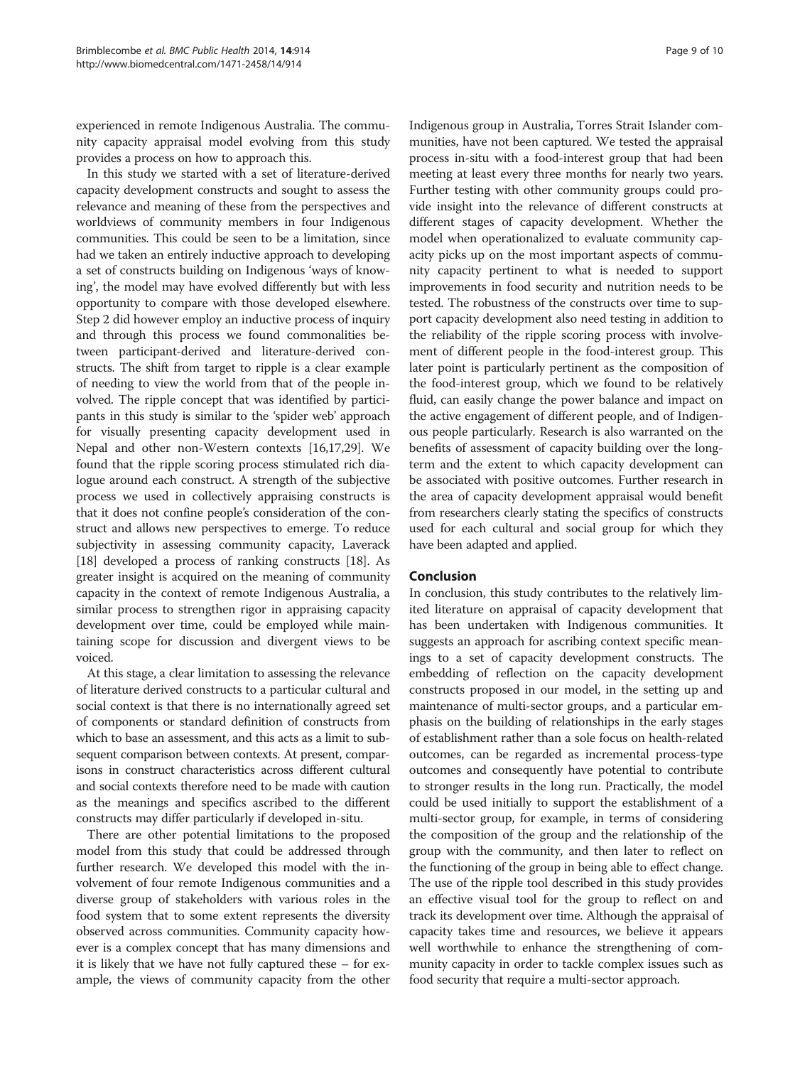experienced in remote Indigenous Australia. The community capacity appraisal model evolving from this study provides a process on how to approach this.

In this study we started with a set of literature-derived capacity development constructs and sought to assess the relevance and meaning of these from the perspectives and worldviews of community members in four Indigenous communities. This could be seen to be a limitation, since had we taken an entirely inductive approach to developing a set of constructs building on Indigenous 'ways of knowing', the model may have evolved differently but with less opportunity to compare with those developed elsewhere. Step 2 did however employ an inductive process of inquiry and through this process we found commonalities between participant-derived and literature-derived constructs. The shift from target to ripple is a clear example of needing to view the world from that of the people involved. The ripple concept that was identified by participants in this study is similar to the 'spider web' approach for visually presenting capacity development used in Nepal and other non-Western contexts [16,17,29]. We found that the ripple scoring process stimulated rich dialogue around each construct. A strength of the subjective process we used in collectively appraising constructs is that it does not confine people's consideration of the construct and allows new perspectives to emerge. To reduce subjectivity in assessing community capacity, Laverack [18] developed a process of ranking constructs [18]. As greater insight is acquired on the meaning of community capacity in the context of remote Indigenous Australia, a similar process to strengthen rigor in appraising capacity development over time, could be employed while maintaining scope for discussion and divergent views to be voiced.

At this stage, a clear limitation to assessing the relevance of literature derived constructs to a particular cultural and social context is that there is no internationally agreed set of components or standard definition of constructs from which to base an assessment, and this acts as a limit to subsequent comparison between contexts. At present, comparisons in construct characteristics across different cultural and social contexts therefore need to be made with caution as the meanings and specifics ascribed to the different constructs may differ particularly if developed in-situ.

There are other potential limitations to the proposed model from this study that could be addressed through further research. We developed this model with the involvement of four remote Indigenous communities and a diverse group of stakeholders with various roles in the food system that to some extent represents the diversity observed across communities. Community capacity however is a complex concept that has many dimensions and it is likely that we have not fully captured these – for example, the views of community capacity from the other Indigenous group in Australia, Torres Strait Islander communities, have not been captured. We tested the appraisal process in-situ with a food-interest group that had been meeting at least every three months for nearly two years. Further testing with other community groups could provide insight into the relevance of different constructs at different stages of capacity development. Whether the model when operationalized to evaluate community capacity picks up on the most important aspects of community capacity pertinent to what is needed to support improvements in food security and nutrition needs to be tested. The robustness of the constructs over time to support capacity development also need testing in addition to the reliability of the ripple scoring process with involvement of different people in the food-interest group. This later point is particularly pertinent as the composition of the food-interest group, which we found to be relatively fluid, can easily change the power balance and impact on the active engagement of different people, and of Indigenous people particularly. Research is also warranted on the benefits of assessment of capacity building over the long-term and the extent to which capacity development can be associated with positive outcomes. Further research in the area of capacity development appraisal would benefit from researchers clearly stating the specifics of constructs used for each cultural and social group for which they have been adapted and applied.

## Conclusion

In conclusion, this study contributes to the relatively limited literature on appraisal of capacity development that has been undertaken with Indigenous communities. It suggests an approach for ascribing context specific meanings to a set of capacity development constructs. The embedding of reflection on the capacity development constructs proposed in our model, in the setting up and maintenance of multi-sector groups, and a particular emphasis on the building of relationships in the early stages of establishment rather than a sole focus on health-related outcomes, can be regarded as incremental process-type outcomes and consequently have potential to contribute to stronger results in the long run. Practically, the model could be used initially to support the establishment of a multi-sector group, for example, in terms of considering the composition of the group and the relationship of the group with the community, and then later to reflect on the functioning of the group in being able to effect change. The use of the ripple tool described in this study provides an effective visual tool for the group to reflect on and track its development over time. Although the appraisal of capacity takes time and resources, we believe it appears well worthwhile to enhance the strengthening of community capacity in order to tackle complex issues such as food security that require a multi-sector approach.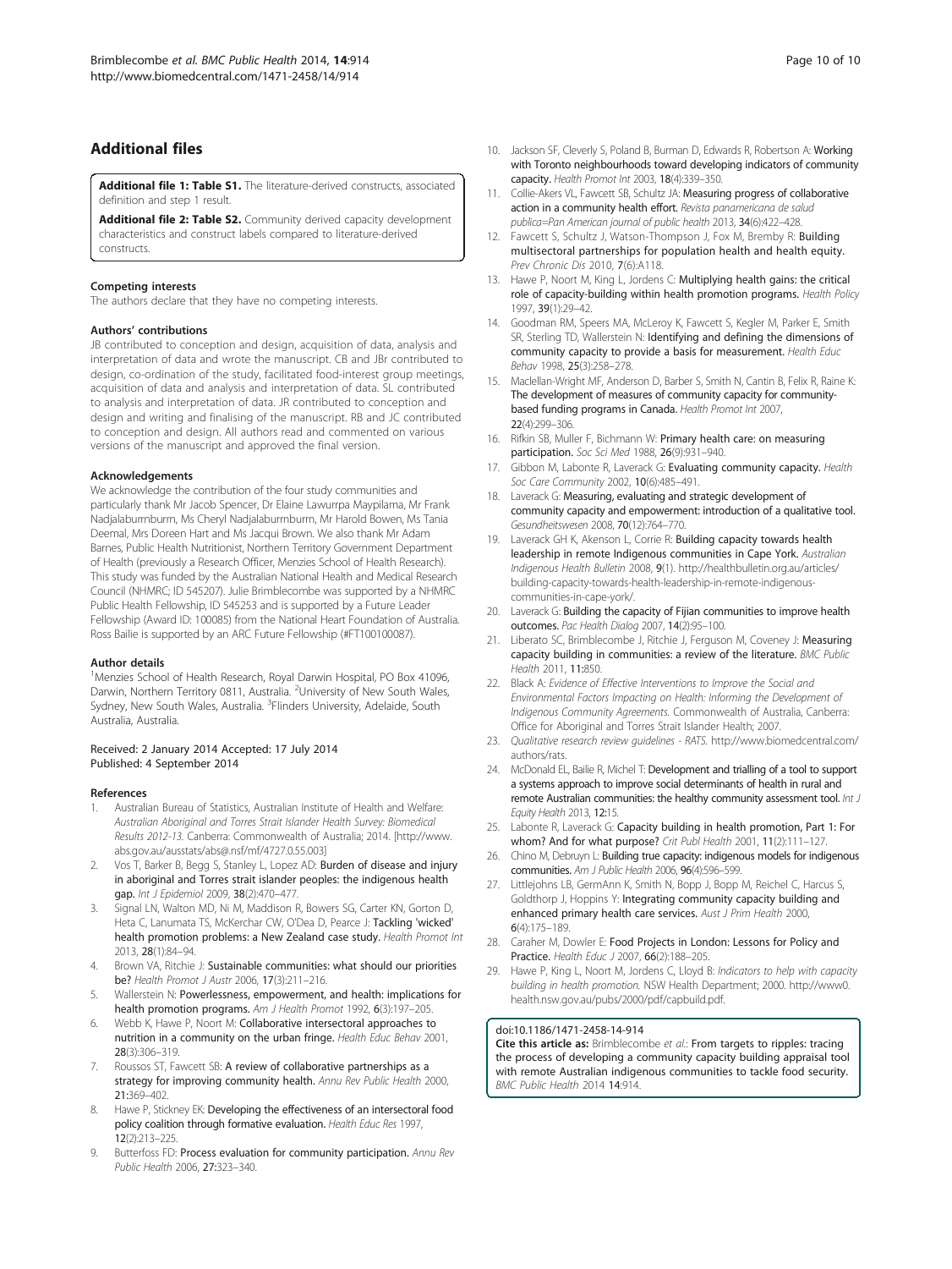## Additional files

**Additional file 1: Table S1.** The literature-derived constructs, associated definition and step 1 result.

**Additional file 2: Table S2.** Community derived capacity development characteristics and construct labels compared to literature-derived constructs.

#### Competing interests

The authors declare that they have no competing interests.

#### Authors' contributions

JB contributed to conception and design, acquisition of data, analysis and interpretation of data and wrote the manuscript. CB and JBr contributed to design, co-ordination of the study, facilitated food-interest group meetings, acquisition of data and analysis and interpretation of data. SL contributed to analysis and interpretation of data. JR contributed to conception and design and writing and finalising of the manuscript. RB and JC contributed to conception and design. All authors read and commented on various versions of the manuscript and approved the final version.

#### Acknowledgements

We acknowledge the contribution of the four study communities and particularly thank Mr Jacob Spencer, Dr Elaine Lawurrpa Maypilama, Mr Frank Nadjalaburrnburrn, Ms Cheryl Nadjalaburrnburrn, Mr Harold Bowen, Ms Tania Deemal, Mrs Doreen Hart and Ms Jacqui Brown. We also thank Mr Adam Barnes, Public Health Nutritionist, Northern Territory Government Department of Health (previously a Research Officer, Menzies School of Health Research). This study was funded by the Australian National Health and Medical Research Council (NHMRC; ID 545207). Julie Brimblecombe was supported by a NHMRC Public Health Fellowship, ID 545253 and is supported by a Future Leader Fellowship (Award ID: 100085) from the National Heart Foundation of Australia. Ross Bailie is supported by an ARC Future Fellowship (#FT100100087).

#### Author details

[1]Menzies School of Health Research, Royal Darwin Hospital, PO Box 41096, Darwin, Northern Territory 0811, Australia. [2]University of New South Wales, Sydney, New South Wales, Australia. [3]Flinders University, Adelaide, South Australia, Australia.

Received: 2 January 2014 Accepted: 17 July 2014
Published: 4 September 2014

#### References

1. Australian Bureau of Statistics, Australian Institute of Health and Welfare: *Australian Aboriginal and Torres Strait Islander Health Survey: Biomedical Results 2012-13.* Canberra: Commonwealth of Australia; 2014. [http://www.abs.gov.au/ausstats/abs@.nsf/mf/4727.0.55.003]
2. Vos T, Barker B, Begg S, Stanley L, Lopez AD: **Burden of disease and injury in aboriginal and Torres strait islander peoples: the indigenous health gap.** *Int J Epidemiol* 2009, **38**(2):470–477.
3. Signal LN, Walton MD, Ni M, Maddison R, Bowers SG, Carter KN, Gorton D, Heta C, Lanumata TS, McKerchar CW, O'Dea D, Pearce J: **Tackling 'wicked' health promotion problems: a New Zealand case study.** *Health Promot Int* 2013, **28**(1):84–94.
4. Brown VA, Ritchie J: **Sustainable communities: what should our priorities be?** *Health Promot J Austr* 2006, **17**(3):211–216.
5. Wallerstein N: **Powerlessness, empowerment, and health: implications for health promotion programs.** *Am J Health Promot* 1992, **6**(3):197–205.
6. Webb K, Hawe P, Noort M: **Collaborative intersectoral approaches to nutrition in a community on the urban fringe.** *Health Educ Behav* 2001, **28**(3):306–319.
7. Roussos ST, Fawcett SB: **A review of collaborative partnerships as a strategy for improving community health.** *Annu Rev Public Health* 2000, **21**:369–402.
8. Hawe P, Stickney EK: **Developing the effectiveness of an intersectoral food policy coalition through formative evaluation.** *Health Educ Res* 1997, **12**(2):213–225.
9. Butterfoss FD: **Process evaluation for community participation.** *Annu Rev Public Health* 2006, **27**:323–340.
10. Jackson SF, Cleverly S, Poland B, Burman D, Edwards R, Robertson A: **Working with Toronto neighbourhoods toward developing indicators of community capacity.** *Health Promot Int* 2003, **18**(4):339–350.
11. Collie-Akers VL, Fawcett SB, Schultz JA: **Measuring progress of collaborative action in a community health effort.** *Revista panamericana de salud publica=Pan American journal of public health* 2013, **34**(6):422–428.
12. Fawcett S, Schultz J, Watson-Thompson J, Fox M, Bremby R: **Building multisectoral partnerships for population health and health equity.** *Prev Chronic Dis* 2010, **7**(6):A118.
13. Hawe P, Noort M, King L, Jordens C: **Multiplying health gains: the critical role of capacity-building within health promotion programs.** *Health Policy* 1997, **39**(1):29–42.
14. Goodman RM, Speers MA, McLeroy K, Fawcett S, Kegler M, Parker E, Smith SR, Sterling TD, Wallerstein N: **Identifying and defining the dimensions of community capacity to provide a basis for measurement.** *Health Educ Behav* 1998, **25**(3):258–278.
15. Maclellan-Wright MF, Anderson D, Barber S, Smith N, Cantin B, Felix R, Raine K: **The development of measures of community capacity for community-based funding programs in Canada.** *Health Promot Int* 2007, **22**(4):299–306.
16. Rifkin SB, Muller F, Bichmann W: **Primary health care: on measuring participation.** *Soc Sci Med* 1988, **26**(9):931–940.
17. Gibbon M, Labonte R, Laverack G: **Evaluating community capacity.** *Health Soc Care Community* 2002, **10**(6):485–491.
18. Laverack G: **Measuring, evaluating and strategic development of community capacity and empowerment: introduction of a qualitative tool.** *Gesundheitswesen* 2008, **70**(12):764–770.
19. Laverack GH K, Akenson L, Corrie R: **Building capacity towards health leadership in remote Indigenous communities in Cape York.** *Australian Indigenous Health Bulletin* 2008, **9**(1). http://healthbulletin.org.au/articles/building-capacity-towards-health-leadership-in-remote-indigenous-communities-in-cape-york/.
20. Laverack G: **Building the capacity of Fijian communities to improve health outcomes.** *Pac Health Dialog* 2007, **14**(2):95–100.
21. Liberato SC, Brimblecombe J, Ritchie J, Ferguson M, Coveney J: **Measuring capacity building in communities: a review of the literature.** *BMC Public Health* 2011, **11**:850.
22. Black A: *Evidence of Effective Interventions to Improve the Social and Environmental Factors Impacting on Health: Informing the Development of Indigenous Community Agreements.* Commonwealth of Australia, Canberra: Office for Aboriginal and Torres Strait Islander Health; 2007.
23. *Qualitative research review guidelines - RATS.* http://www.biomedcentral.com/authors/rats.
24. McDonald EL, Bailie R, Michel T: **Development and trialling of a tool to support a systems approach to improve social determinants of health in rural and remote Australian communities: the healthy community assessment tool.** *Int J Equity Health* 2013, **12**:15.
25. Labonte R, Laverack G: **Capacity building in health promotion, Part 1: For whom? And for what purpose?** *Crit Publ Health* 2001, **11**(2):111–127.
26. Chino M, Debruyn L: **Building true capacity: indigenous models for indigenous communities.** *Am J Public Health* 2006, **96**(4):596–599.
27. Littlejohns LB, GermAnn K, Smith N, Bopp J, Bopp M, Reichel C, Harcus S, Goldthorp J, Hoppins Y: **Integrating community capacity building and enhanced primary health care services.** *Aust J Prim Health* 2000, **6**(4):175–189.
28. Caraher M, Dowler E: **Food Projects in London: Lessons for Policy and Practice.** *Health Educ J* 2007, **66**(2):188–205.
29. Hawe P, King L, Noort M, Jordens C, Lloyd B: *Indicators to help with capacity building in health promotion.* NSW Health Department; 2000. http://www0.health.nsw.gov.au/pubs/2000/pdf/capbuild.pdf.

doi:10.1186/1471-2458-14-914

**Cite this article as:** Brimblecombe *et al.*: From targets to ripples: tracing the process of developing a community capacity building appraisal tool with remote Australian indigenous communities to tackle food security. *BMC Public Health* 2014 **14**:914.